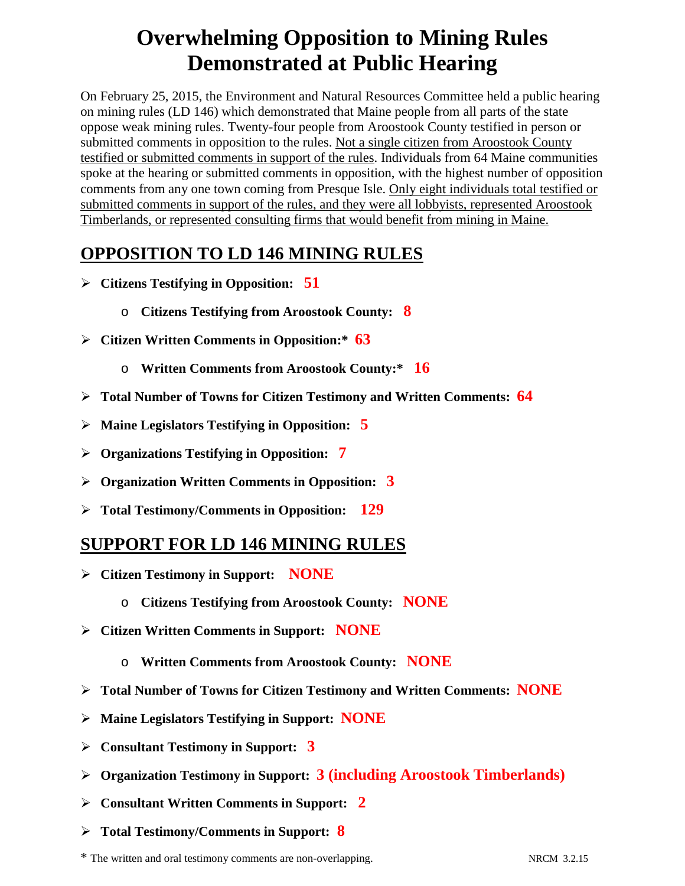# Overwhelming Opposition to Mining Rules Demonstrated at Public Hearing

On February 25, 2015, the Environment and Natural Resources Committee held a public hearing on mining rules (LD 146) which demonstrated that Maine people from all parts of the state oppose weak mining rules. Twenty-four people from Aroostook County testified in person or submitted comments in opposition to the rules. <u>Not a single citizen from Aroostook County testified or submitted comments in support of the rules</u>. Individuals from 64 Maine communities spoke at the hearing or submitted comments in opposition, with the highest number of opposition comments from any one town coming from Presque Isle. <u>Only eight individuals total testified or submitted comments in support of the rules, and they were all lobbyists, represented Aroostook Timberlands, or represented consulting firms that would benefit from mining in Maine.</u>

## OPPOSITION TO LD 146 MINING RULES

- **Citizens Testifying in Opposition: 51**
  - **Citizens Testifying from Aroostook County: 8**
- **Citizen Written Comments in Opposition:* 63**
  - **Written Comments from Aroostook County:* 16**
- **Total Number of Towns for Citizen Testimony and Written Comments: 64**
- **Maine Legislators Testifying in Opposition: 5**
- **Organizations Testifying in Opposition: 7**
- **Organization Written Comments in Opposition: 3**
- **Total Testimony/Comments in Opposition: 129**

## SUPPORT FOR LD 146 MINING RULES

- **Citizen Testimony in Support: NONE**
  - **Citizens Testifying from Aroostook County: NONE**
- **Citizen Written Comments in Support: NONE**
  - **Written Comments from Aroostook County: NONE**
- **Total Number of Towns for Citizen Testimony and Written Comments: NONE**
- **Maine Legislators Testifying in Support: NONE**
- **Consultant Testimony in Support: 3**
- **Organization Testimony in Support: 3 (including Aroostook Timberlands)**
- **Consultant Written Comments in Support: 2**
- **Total Testimony/Comments in Support: 8**

* The written and oral testimony comments are non-overlapping.

NRCM 3.2.15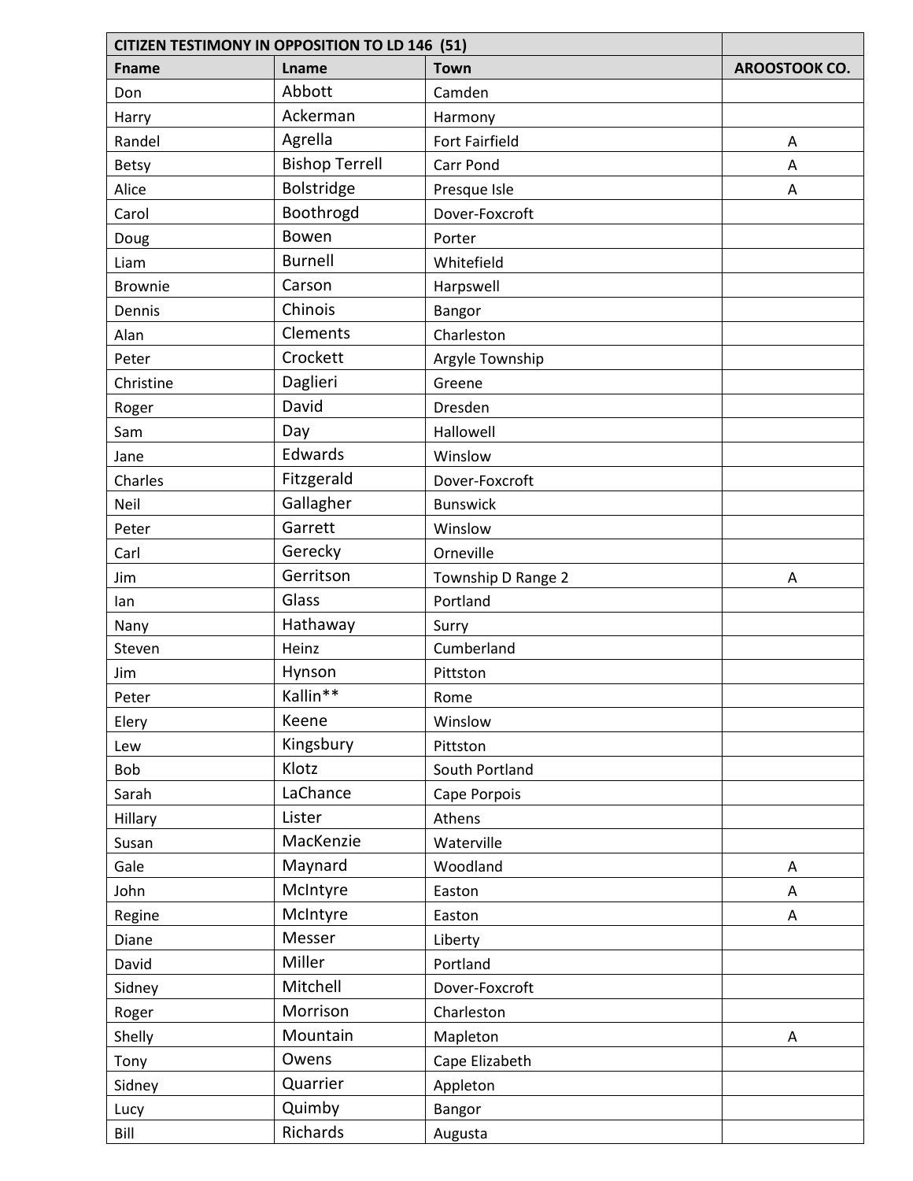| CITIZEN TESTIMONY IN OPPOSITION TO LD 146 (51) | | | |
|---|---|---|---|
| **Fname** | **Lname** | **Town** | **AROOSTOOK CO.** |
| Don | Abbott | Camden | |
| Harry | Ackerman | Harmony | |
| Randel | Agrella | Fort Fairfield | A |
| Betsy | Bishop Terrell | Carr Pond | A |
| Alice | Bolstridge | Presque Isle | A |
| Carol | Boothrogd | Dover-Foxcroft | |
| Doug | Bowen | Porter | |
| Liam | Burnell | Whitefield | |
| Brownie | Carson | Harpswell | |
| Dennis | Chinois | Bangor | |
| Alan | Clements | Charleston | |
| Peter | Crockett | Argyle Township | |
| Christine | Daglieri | Greene | |
| Roger | David | Dresden | |
| Sam | Day | Hallowell | |
| Jane | Edwards | Winslow | |
| Charles | Fitzgerald | Dover-Foxcroft | |
| Neil | Gallagher | Bunswick | |
| Peter | Garrett | Winslow | |
| Carl | Gerecky | Orneville | |
| Jim | Gerritson | Township D Range 2 | A |
| Ian | Glass | Portland | |
| Nany | Hathaway | Surry | |
| Steven | Heinz | Cumberland | |
| Jim | Hynson | Pittston | |
| Peter | Kallin** | Rome | |
| Elery | Keene | Winslow | |
| Lew | Kingsbury | Pittston | |
| Bob | Klotz | South Portland | |
| Sarah | LaChance | Cape Porpois | |
| Hillary | Lister | Athens | |
| Susan | MacKenzie | Waterville | |
| Gale | Maynard | Woodland | A |
| John | McIntyre | Easton | A |
| Regine | McIntyre | Easton | A |
| Diane | Messer | Liberty | |
| David | Miller | Portland | |
| Sidney | Mitchell | Dover-Foxcroft | |
| Roger | Morrison | Charleston | |
| Shelly | Mountain | Mapleton | A |
| Tony | Owens | Cape Elizabeth | |
| Sidney | Quarrier | Appleton | |
| Lucy | Quimby | Bangor | |
| Bill | Richards | Augusta | |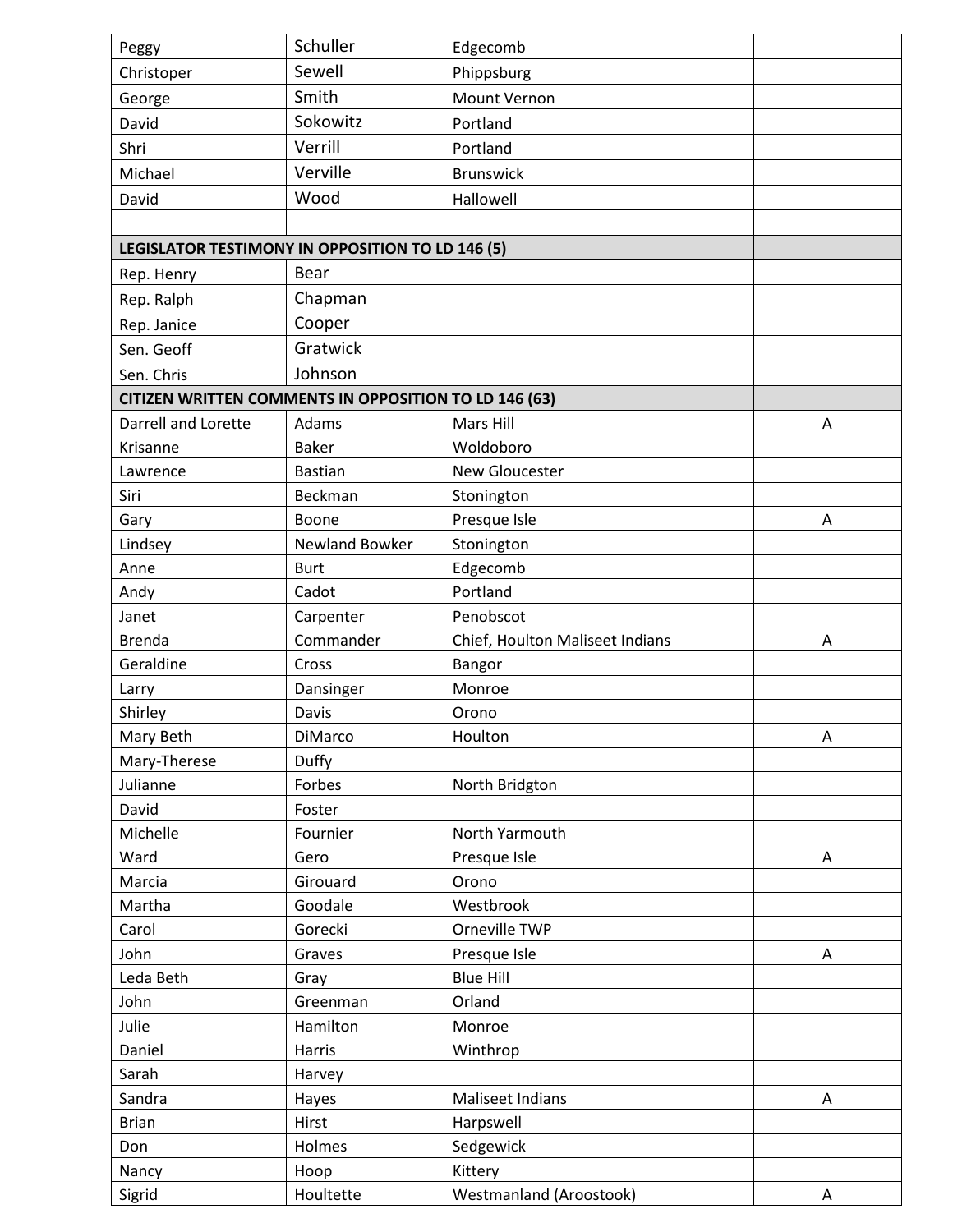| | | | |
|---|---|---|---|
| Peggy | Schuller | Edgecomb | |
| Christoper | Sewell | Phippsburg | |
| George | Smith | Mount Vernon | |
| David | Sokowitz | Portland | |
| Shri | Verrill | Portland | |
| Michael | Verville | Brunswick | |
| David | Wood | Hallowell | |
| | | | |
| **LEGISLATOR TESTIMONY IN OPPOSITION TO LD 146 (5)** | | | |
| Rep. Henry | Bear | | |
| Rep. Ralph | Chapman | | |
| Rep. Janice | Cooper | | |
| Sen. Geoff | Gratwick | | |
| Sen. Chris | Johnson | | |
| **CITIZEN WRITTEN COMMENTS IN OPPOSITION TO LD 146 (63)** | | | |
| Darrell and Lorette | Adams | Mars Hill | A |
| Krisanne | Baker | Woldoboro | |
| Lawrence | Bastian | New Gloucester | |
| Siri | Beckman | Stonington | |
| Gary | Boone | Presque Isle | A |
| Lindsey | Newland Bowker | Stonington | |
| Anne | Burt | Edgecomb | |
| Andy | Cadot | Portland | |
| Janet | Carpenter | Penobscot | |
| Brenda | Commander | Chief, Houlton Maliseet Indians | A |
| Geraldine | Cross | Bangor | |
| Larry | Dansinger | Monroe | |
| Shirley | Davis | Orono | |
| Mary Beth | DiMarco | Houlton | A |
| Mary-Therese | Duffy | | |
| Julianne | Forbes | North Bridgton | |
| David | Foster | | |
| Michelle | Fournier | North Yarmouth | |
| Ward | Gero | Presque Isle | A |
| Marcia | Girouard | Orono | |
| Martha | Goodale | Westbrook | |
| Carol | Gorecki | Orneville TWP | |
| John | Graves | Presque Isle | A |
| Leda Beth | Gray | Blue Hill | |
| John | Greenman | Orland | |
| Julie | Hamilton | Monroe | |
| Daniel | Harris | Winthrop | |
| Sarah | Harvey | | |
| Sandra | Hayes | Maliseet Indians | A |
| Brian | Hirst | Harpswell | |
| Don | Holmes | Sedgewick | |
| Nancy | Hoop | Kittery | |
| Sigrid | Houltette | Westmanland (Aroostook) | A |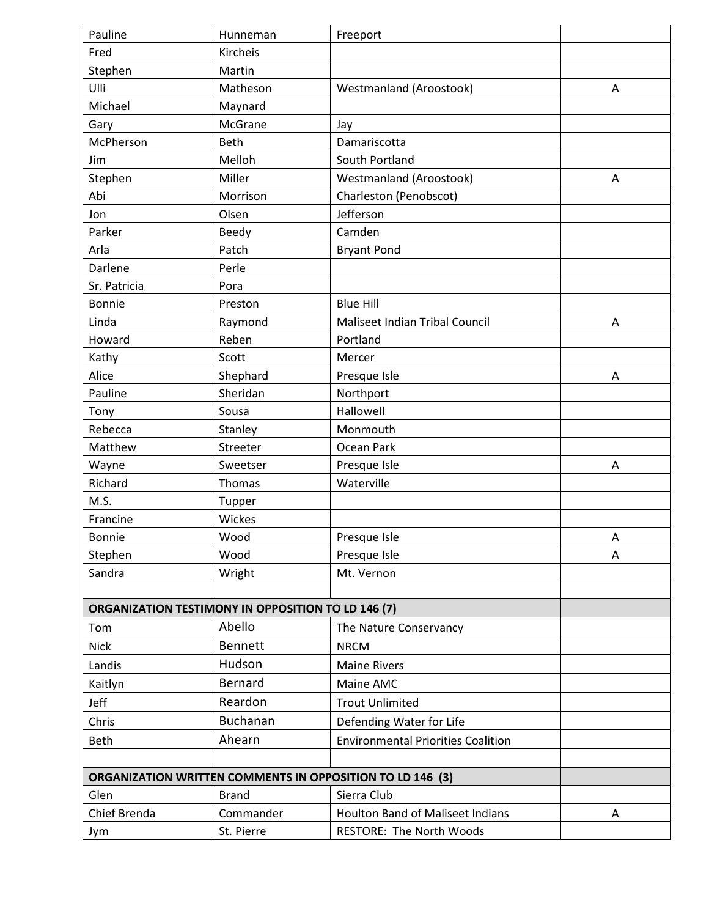| | | | |
|---|---|---|---|
| Pauline | Hunneman | Freeport | |
| Fred | Kircheis | | |
| Stephen | Martin | | |
| Ulli | Matheson | Westmanland (Aroostook) | A |
| Michael | Maynard | | |
| Gary | McGrane | Jay | |
| McPherson | Beth | Damariscotta | |
| Jim | Melloh | South Portland | |
| Stephen | Miller | Westmanland (Aroostook) | A |
| Abi | Morrison | Charleston (Penobscot) | |
| Jon | Olsen | Jefferson | |
| Parker | Beedy | Camden | |
| Arla | Patch | Bryant Pond | |
| Darlene | Perle | | |
| Sr. Patricia | Pora | | |
| Bonnie | Preston | Blue Hill | |
| Linda | Raymond | Maliseet Indian Tribal Council | A |
| Howard | Reben | Portland | |
| Kathy | Scott | Mercer | |
| Alice | Shephard | Presque Isle | A |
| Pauline | Sheridan | Northport | |
| Tony | Sousa | Hallowell | |
| Rebecca | Stanley | Monmouth | |
| Matthew | Streeter | Ocean Park | |
| Wayne | Sweetser | Presque Isle | A |
| Richard | Thomas | Waterville | |
| M.S. | Tupper | | |
| Francine | Wickes | | |
| Bonnie | Wood | Presque Isle | A |
| Stephen | Wood | Presque Isle | A |
| Sandra | Wright | Mt. Vernon | |
| | | | |
| **ORGANIZATION TESTIMONY IN OPPOSITION TO LD 146 (7)** | | | |
| Tom | Abello | The Nature Conservancy | |
| Nick | Bennett | NRCM | |
| Landis | Hudson | Maine Rivers | |
| Kaitlyn | Bernard | Maine AMC | |
| Jeff | Reardon | Trout Unlimited | |
| Chris | Buchanan | Defending Water for Life | |
| Beth | Ahearn | Environmental Priorities Coalition | |
| | | | |
| **ORGANIZATION WRITTEN COMMENTS IN OPPOSITION TO LD 146 (3)** | | | |
| Glen | Brand | Sierra Club | |
| Chief Brenda | Commander | Houlton Band of Maliseet Indians | A |
| Jym | St. Pierre | RESTORE: The North Woods | |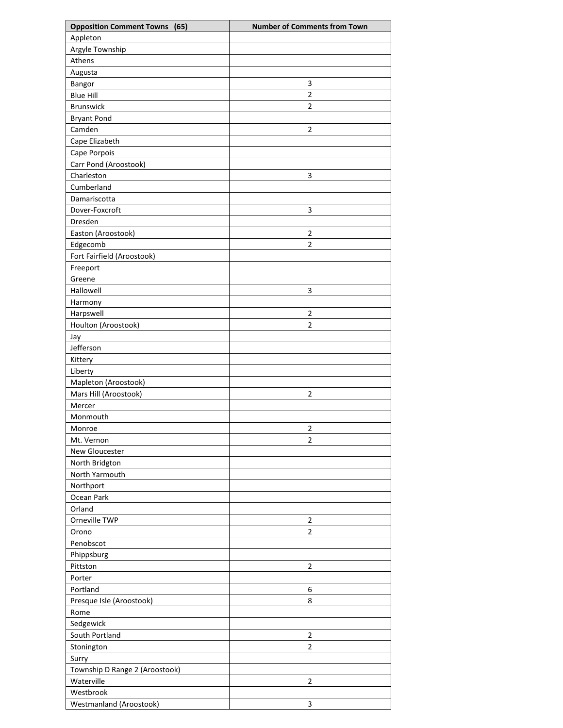| Opposition Comment Towns (65) | Number of Comments from Town |
|---|---|
| Appleton | |
| Argyle Township | |
| Athens | |
| Augusta | |
| Bangor | 3 |
| Blue Hill | 2 |
| Brunswick | 2 |
| Bryant Pond | |
| Camden | 2 |
| Cape Elizabeth | |
| Cape Porpois | |
| Carr Pond (Aroostook) | |
| Charleston | 3 |
| Cumberland | |
| Damariscotta | |
| Dover-Foxcroft | 3 |
| Dresden | |
| Easton (Aroostook) | 2 |
| Edgecomb | 2 |
| Fort Fairfield (Aroostook) | |
| Freeport | |
| Greene | |
| Hallowell | 3 |
| Harmony | |
| Harpswell | 2 |
| Houlton (Aroostook) | 2 |
| Jay | |
| Jefferson | |
| Kittery | |
| Liberty | |
| Mapleton (Aroostook) | |
| Mars Hill (Aroostook) | 2 |
| Mercer | |
| Monmouth | |
| Monroe | 2 |
| Mt. Vernon | 2 |
| New Gloucester | |
| North Bridgton | |
| North Yarmouth | |
| Northport | |
| Ocean Park | |
| Orland | |
| Orneville TWP | 2 |
| Orono | 2 |
| Penobscot | |
| Phippsburg | |
| Pittston | 2 |
| Porter | |
| Portland | 6 |
| Presque Isle (Aroostook) | 8 |
| Rome | |
| Sedgewick | |
| South Portland | 2 |
| Stonington | 2 |
| Surry | |
| Township D Range 2 (Aroostook) | |
| Waterville | 2 |
| Westbrook | |
| Westmanland (Aroostook) | 3 |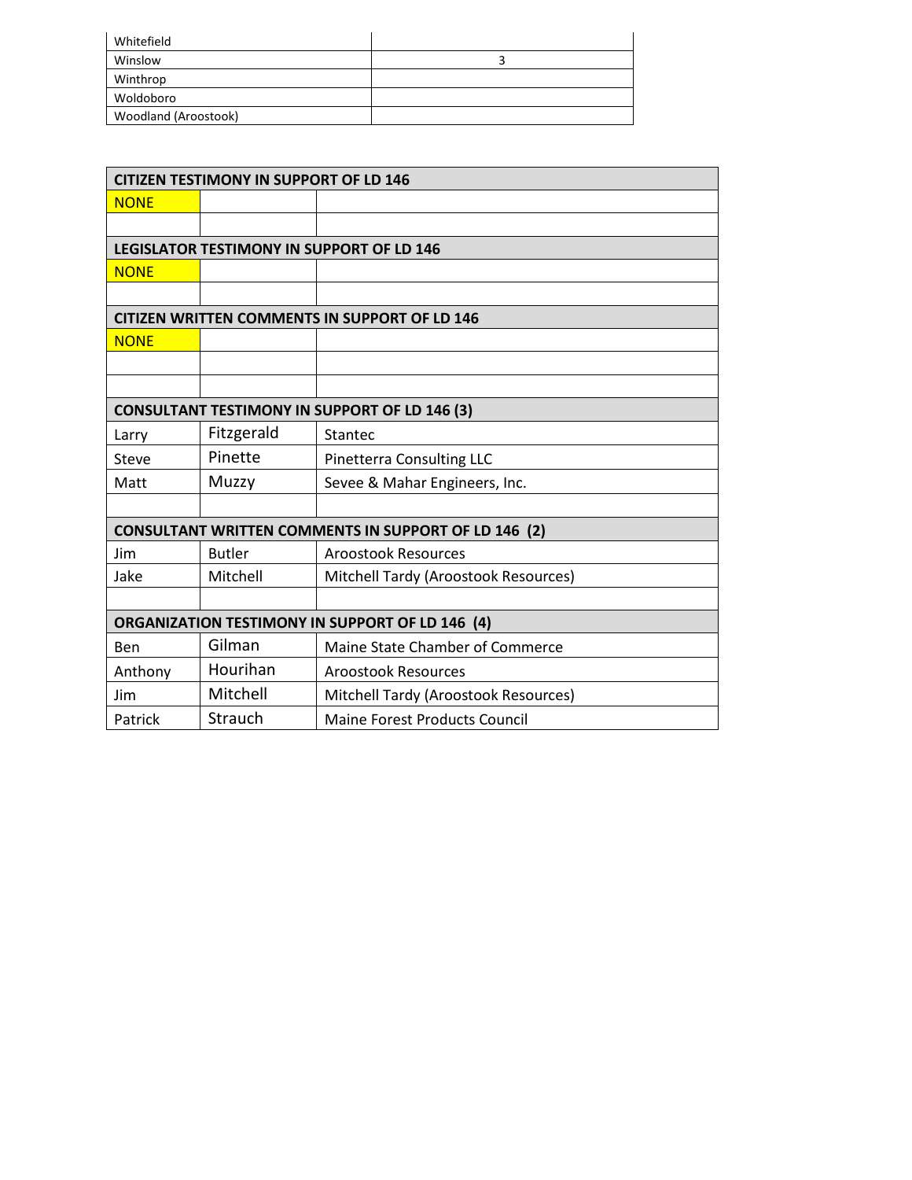| | |
|---|---|
| Whitefield | |
| Winslow | 3 |
| Winthrop | |
| Woldoboro | |
| Woodland (Aroostook) | |

| | | |
|---|---|---|
| **CITIZEN TESTIMONY IN SUPPORT OF LD 146** | | |
| NONE | | |
| | | |
| **LEGISLATOR TESTIMONY IN SUPPORT OF LD 146** | | |
| NONE | | |
| | | |
| **CITIZEN WRITTEN COMMENTS IN SUPPORT OF LD 146** | | |
| NONE | | |
| | | |
| | | |
| **CONSULTANT TESTIMONY IN SUPPORT OF LD 146 (3)** | | |
| Larry | Fitzgerald | Stantec |
| Steve | Pinette | Pinetterra Consulting LLC |
| Matt | Muzzy | Sevee & Mahar Engineers, Inc. |
| | | |
| **CONSULTANT WRITTEN COMMENTS IN SUPPORT OF LD 146 (2)** | | |
| Jim | Butler | Aroostook Resources |
| Jake | Mitchell | Mitchell Tardy (Aroostook Resources) |
| | | |
| **ORGANIZATION TESTIMONY IN SUPPORT OF LD 146 (4)** | | |
| Ben | Gilman | Maine State Chamber of Commerce |
| Anthony | Hourihan | Aroostook Resources |
| Jim | Mitchell | Mitchell Tardy (Aroostook Resources) |
| Patrick | Strauch | Maine Forest Products Council |